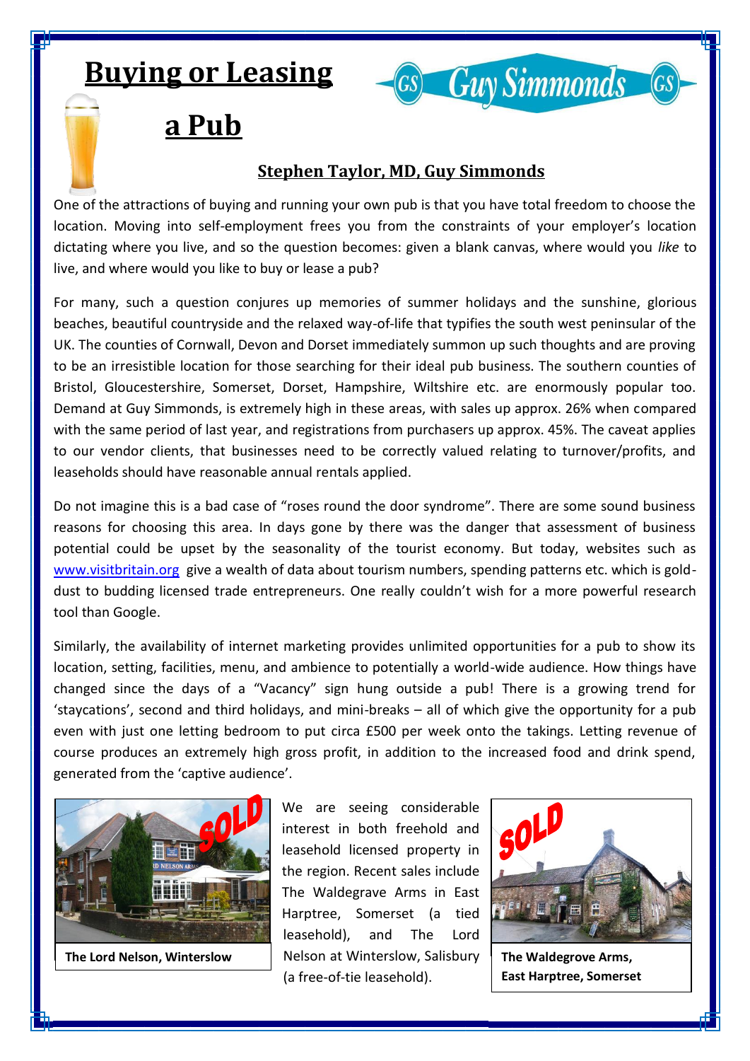# Buying or Leasing a Pub

### Stephen Taylor, MD, Guy Simmonds

One of the attractions of buying and running your own pub is that you have total freedom to choose the location. Moving into self-employment frees you from the constraints of your employer's location dictating where you live, and so the question becomes: given a blank canvas, where would you *like* to live, and where would you like to buy or lease a pub?

For many, such a question conjures up memories of summer holidays and the sunshine, glorious beaches, beautiful countryside and the relaxed way-of-life that typifies the south west peninsular of the UK. The counties of Cornwall, Devon and Dorset immediately summon up such thoughts and are proving to be an irresistible location for those searching for their ideal pub business. The southern counties of Bristol, Gloucestershire, Somerset, Dorset, Hampshire, Wiltshire etc. are enormously popular too. Demand at Guy Simmonds, is extremely high in these areas, with sales up approx. 26% when compared with the same period of last year, and registrations from purchasers up approx. 45%. The caveat applies to our vendor clients, that businesses need to be correctly valued relating to turnover/profits, and leaseholds should have reasonable annual rentals applied.

Do not imagine this is a bad case of "roses round the door syndrome". There are some sound business reasons for choosing this area. In days gone by there was the danger that assessment of business potential could be upset by the seasonality of the tourist economy. But today, websites such as www.visitbritain.org give a wealth of data about tourism numbers, spending patterns etc. which is gold-dust to budding licensed trade entrepreneurs. One really couldn't wish for a more powerful research tool than Google.

Similarly, the availability of internet marketing provides unlimited opportunities for a pub to show its location, setting, facilities, menu, and ambience to potentially a world-wide audience. How things have changed since the days of a "Vacancy" sign hung outside a pub! There is a growing trend for 'staycations', second and third holidays, and mini-breaks – all of which give the opportunity for a pub even with just one letting bedroom to put circa £500 per week onto the takings. Letting revenue of course produces an extremely high gross profit, in addition to the increased food and drink spend, generated from the 'captive audience'.

**The Lord Nelson, Winterslow**

We are seeing considerable interest in both freehold and leasehold licensed property in the region. Recent sales include The Waldegrave Arms in East Harptree, Somerset (a tied leasehold), and The Lord Nelson at Winterslow, Salisbury (a free-of-tie leasehold).

**The Waldegrove Arms, East Harptree, Somerset**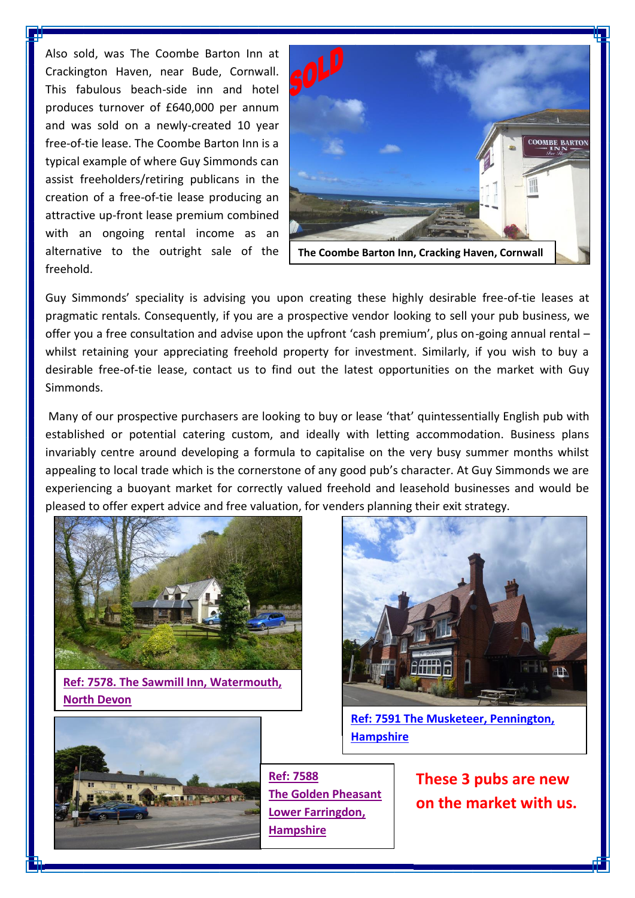Also sold, was The Coombe Barton Inn at Crackington Haven, near Bude, Cornwall. This fabulous beach-side inn and hotel produces turnover of £640,000 per annum and was sold on a newly-created 10 year free-of-tie lease. The Coombe Barton Inn is a typical example of where Guy Simmonds can assist freeholders/retiring publicans in the creation of a free-of-tie lease producing an attractive up-front lease premium combined with an ongoing rental income as an alternative to the outright sale of the freehold.

**The Coombe Barton Inn, Cracking Haven, Cornwall**

Guy Simmonds' speciality is advising you upon creating these highly desirable free-of-tie leases at pragmatic rentals. Consequently, if you are a prospective vendor looking to sell your pub business, we offer you a free consultation and advise upon the upfront 'cash premium', plus on-going annual rental – whilst retaining your appreciating freehold property for investment. Similarly, if you wish to buy a desirable free-of-tie lease, contact us to find out the latest opportunities on the market with Guy Simmonds.

Many of our prospective purchasers are looking to buy or lease 'that' quintessentially English pub with established or potential catering custom, and ideally with letting accommodation. Business plans invariably centre around developing a formula to capitalise on the very busy summer months whilst appealing to local trade which is the cornerstone of any good pub's character. At Guy Simmonds we are experiencing a buoyant market for correctly valued freehold and leasehold businesses and would be pleased to offer expert advice and free valuation, for venders planning their exit strategy.

**Ref: 7578. The Sawmill Inn, Watermouth, North Devon**

**Ref: 7591 The Musketeer, Pennington, Hampshire**

**Ref: 7588 The Golden Pheasant Lower Farringdon, Hampshire**

**These 3 pubs are new on the market with us.**